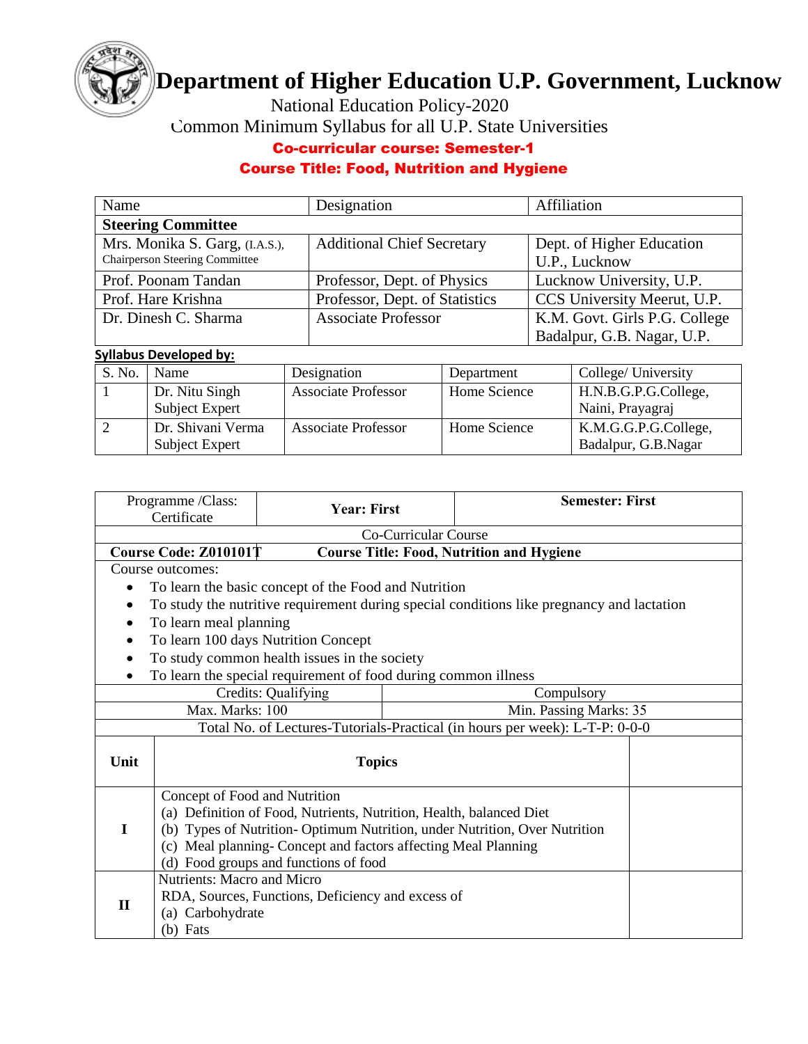# Department of Higher Education U.P. Government, Lucknow

National Education Policy-2020

Common Minimum Syllabus for all U.P. State Universities

**Co-curricular course: Semester-1**

**Course Title: Food, Nutrition and Hygiene**

| Name | Designation | Affiliation |
|---|---|---|
| **Steering Committee** | | |
| Mrs. Monika S. Garg, (I.A.S.), Chairperson Steering Committee | Additional Chief Secretary | Dept. of Higher Education U.P., Lucknow |
| Prof. Poonam Tandan | Professor, Dept. of Physics | Lucknow University, U.P. |
| Prof. Hare Krishna | Professor, Dept. of Statistics | CCS University Meerut, U.P. |
| Dr. Dinesh C. Sharma | Associate Professor | K.M. Govt. Girls P.G. College Badalpur, G.B. Nagar, U.P. |

**Syllabus Developed by:**

| S. No. | Name | Designation | Department | College/ University |
|---|---|---|---|---|
| 1 | Dr. Nitu Singh Subject Expert | Associate Professor | Home Science | H.N.B.G.P.G.College, Naini, Prayagraj |
| 2 | Dr. Shivani Verma Subject Expert | Associate Professor | Home Science | K.M.G.G.P.G.College, Badalpur, G.B.Nagar |

| Programme /Class: Certificate | **Year: First** | **Semester: First** |
|---|---|---|
| Co-Curricular Course | | |
| **Course Code: Z010101T** | **Course Title: Food, Nutrition and Hygiene** | |

Course outcomes:

- To learn the basic concept of the Food and Nutrition
- To study the nutritive requirement during special conditions like pregnancy and lactation
- To learn meal planning
- To learn 100 days Nutrition Concept
- To study common health issues in the society
- To learn the special requirement of food during common illness

| Credits: Qualifying | Compulsory |
|---|---|
| Max. Marks: 100 | Min. Passing Marks: 35 |

Total No. of Lectures-Tutorials-Practical (in hours per week): L-T-P: 0-0-0

| Unit | Topics | |
|---|---|---|
| I | Concept of Food and Nutrition<br>(a) Definition of Food, Nutrients, Nutrition, Health, balanced Diet<br>(b) Types of Nutrition- Optimum Nutrition, under Nutrition, Over Nutrition<br>(c) Meal planning- Concept and factors affecting Meal Planning<br>(d) Food groups and functions of food | |
| II | Nutrients: Macro and Micro<br>RDA, Sources, Functions, Deficiency and excess of<br>(a) Carbohydrate<br>(b) Fats | |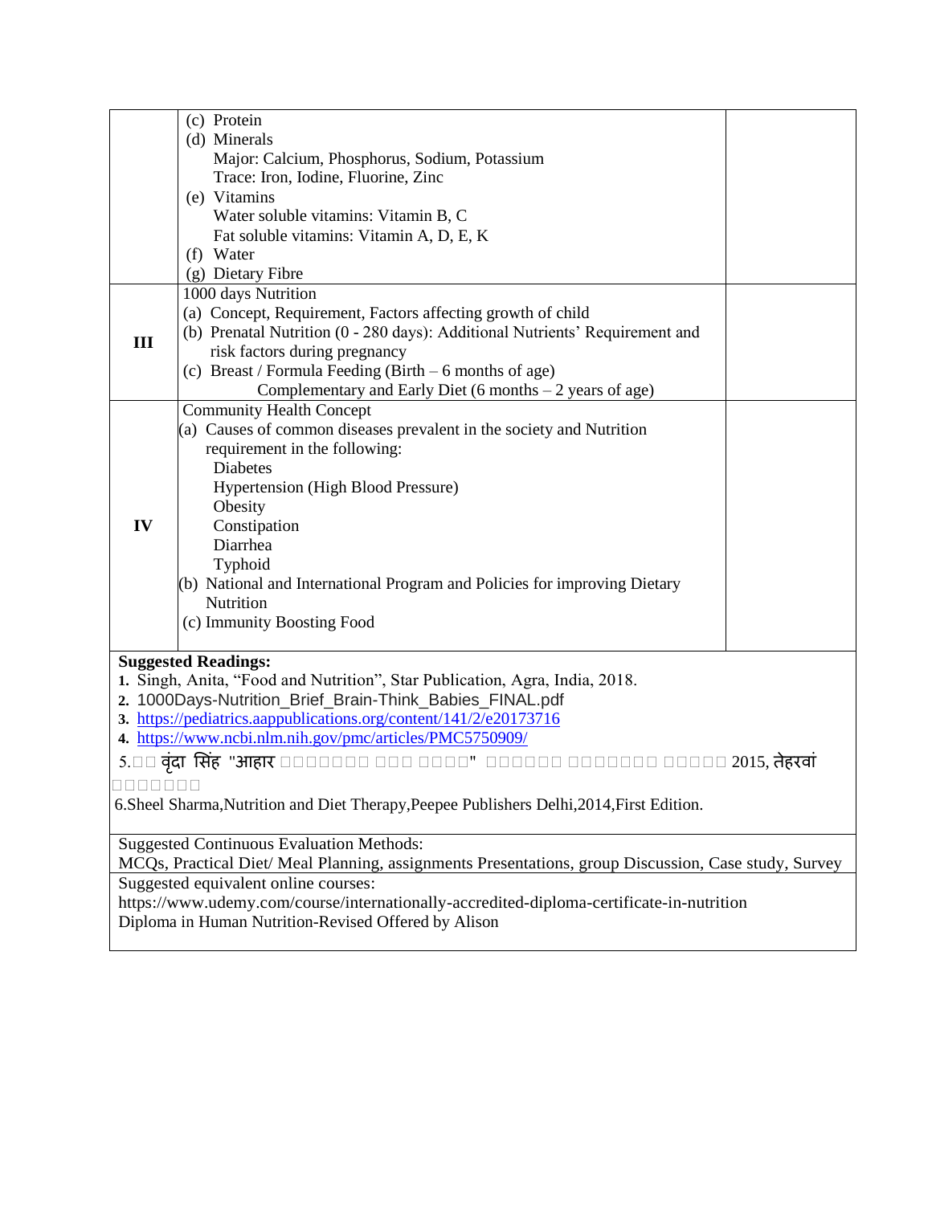| | | |
|---|---|---|
| | (c) Protein<br>(d) Minerals<br>Major: Calcium, Phosphorus, Sodium, Potassium<br>Trace: Iron, Iodine, Fluorine, Zinc<br>(e) Vitamins<br>Water soluble vitamins: Vitamin B, C<br>Fat soluble vitamins: Vitamin A, D, E, K<br>(f) Water<br>(g) Dietary Fibre | |
| **III** | 1000 days Nutrition<br>(a) Concept, Requirement, Factors affecting growth of child<br>(b) Prenatal Nutrition (0 - 280 days): Additional Nutrients' Requirement and risk factors during pregnancy<br>(c) Breast / Formula Feeding (Birth – 6 months of age)<br>Complementary and Early Diet (6 months – 2 years of age) | |
| **IV** | Community Health Concept<br>(a) Causes of common diseases prevalent in the society and Nutrition requirement in the following:<br>Diabetes<br>Hypertension (High Blood Pressure)<br>Obesity<br>Constipation<br>Diarrhea<br>Typhoid<br>(b) National and International Program and Policies for improving Dietary Nutrition<br>(c) Immunity Boosting Food | |

**Suggested Readings:**

1. Singh, Anita, "Food and Nutrition", Star Publication, Agra, India, 2018.
2. 1000Days-Nutrition_Brief_Brain-Think_Babies_FINAL.pdf
3. https://pediatrics.aappublications.org/content/141/2/e20173716
4. https://www.ncbi.nlm.nih.gov/pmc/articles/PMC5750909/
5. वृंदा सिंह "आहार ... " ... 2015, तेहरवां ...
6. Sheel Sharma,Nutrition and Diet Therapy,Peepee Publishers Delhi,2014,First Edition.

Suggested Continuous Evaluation Methods:
MCQs, Practical Diet/ Meal Planning, assignments Presentations, group Discussion, Case study, Survey

Suggested equivalent online courses:
https://www.udemy.com/course/internationally-accredited-diploma-certificate-in-nutrition
Diploma in Human Nutrition-Revised Offered by Alison